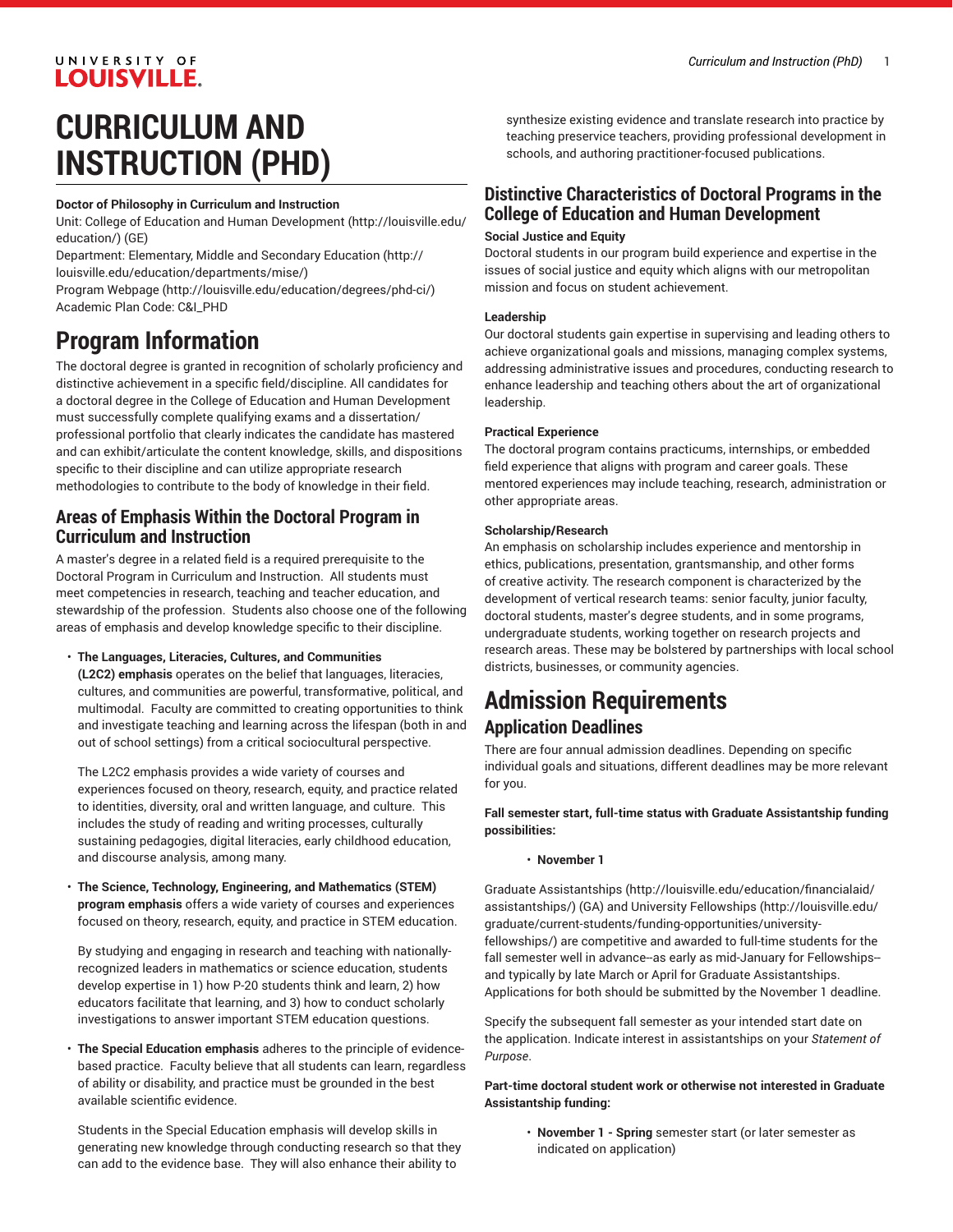# CURRICULUM AND INSTRUCTION (PHD)

**Doctor of Philosophy in Curriculum and Instruction**

Unit: College of Education and Human Development (http://louisville.edu/education/) (GE)

Department: Elementary, Middle and Secondary Education (http://louisville.edu/education/departments/mise/)

Program Webpage (http://louisville.edu/education/degrees/phd-ci/)

Academic Plan Code: C&I_PHD

# Program Information

The doctoral degree is granted in recognition of scholarly proficiency and distinctive achievement in a specific field/discipline. All candidates for a doctoral degree in the College of Education and Human Development must successfully complete qualifying exams and a dissertation/professional portfolio that clearly indicates the candidate has mastered and can exhibit/articulate the content knowledge, skills, and dispositions specific to their discipline and can utilize appropriate research methodologies to contribute to the body of knowledge in their field.

## Areas of Emphasis Within the Doctoral Program in Curriculum and Instruction

A master's degree in a related field is a required prerequisite to the Doctoral Program in Curriculum and Instruction. All students must meet competencies in research, teaching and teacher education, and stewardship of the profession. Students also choose one of the following areas of emphasis and develop knowledge specific to their discipline.

- **The Languages, Literacies, Cultures, and Communities (L2C2) emphasis** operates on the belief that languages, literacies, cultures, and communities are powerful, transformative, political, and multimodal. Faculty are committed to creating opportunities to think and investigate teaching and learning across the lifespan (both in and out of school settings) from a critical sociocultural perspective.

  The L2C2 emphasis provides a wide variety of courses and experiences focused on theory, research, equity, and practice related to identities, diversity, oral and written language, and culture. This includes the study of reading and writing processes, culturally sustaining pedagogies, digital literacies, early childhood education, and discourse analysis, among many.

- **The Science, Technology, Engineering, and Mathematics (STEM) program emphasis** offers a wide variety of courses and experiences focused on theory, research, equity, and practice in STEM education.

  By studying and engaging in research and teaching with nationally-recognized leaders in mathematics or science education, students develop expertise in 1) how P-20 students think and learn, 2) how educators facilitate that learning, and 3) how to conduct scholarly investigations to answer important STEM education questions.

- **The Special Education emphasis** adheres to the principle of evidence-based practice. Faculty believe that all students can learn, regardless of ability or disability, and practice must be grounded in the best available scientific evidence.

  Students in the Special Education emphasis will develop skills in generating new knowledge through conducting research so that they can add to the evidence base. They will also enhance their ability to synthesize existing evidence and translate research into practice by teaching preservice teachers, providing professional development in schools, and authoring practitioner-focused publications.

## Distinctive Characteristics of Doctoral Programs in the College of Education and Human Development

**Social Justice and Equity**

Doctoral students in our program build experience and expertise in the issues of social justice and equity which aligns with our metropolitan mission and focus on student achievement.

**Leadership**

Our doctoral students gain expertise in supervising and leading others to achieve organizational goals and missions, managing complex systems, addressing administrative issues and procedures, conducting research to enhance leadership and teaching others about the art of organizational leadership.

**Practical Experience**

The doctoral program contains practicums, internships, or embedded field experience that aligns with program and career goals. These mentored experiences may include teaching, research, administration or other appropriate areas.

**Scholarship/Research**

An emphasis on scholarship includes experience and mentorship in ethics, publications, presentation, grantsmanship, and other forms of creative activity. The research component is characterized by the development of vertical research teams: senior faculty, junior faculty, doctoral students, master's degree students, and in some programs, undergraduate students, working together on research projects and research areas. These may be bolstered by partnerships with local school districts, businesses, or community agencies.

# Admission Requirements

## Application Deadlines

There are four annual admission deadlines. Depending on specific individual goals and situations, different deadlines may be more relevant for you.

**Fall semester start, full-time status with Graduate Assistantship funding possibilities:**

- **November 1**

Graduate Assistantships (http://louisville.edu/education/financialaid/assistantships/) (GA) and University Fellowships (http://louisville.edu/graduate/current-students/funding-opportunities/university-fellowships/) are competitive and awarded to full-time students for the fall semester well in advance--as early as mid-January for Fellowships--and typically by late March or April for Graduate Assistantships. Applications for both should be submitted by the November 1 deadline.

Specify the subsequent fall semester as your intended start date on the application. Indicate interest in assistantships on your *Statement of Purpose*.

**Part-time doctoral student work or otherwise not interested in Graduate Assistantship funding:**

- **November 1 - Spring** semester start (or later semester as indicated on application)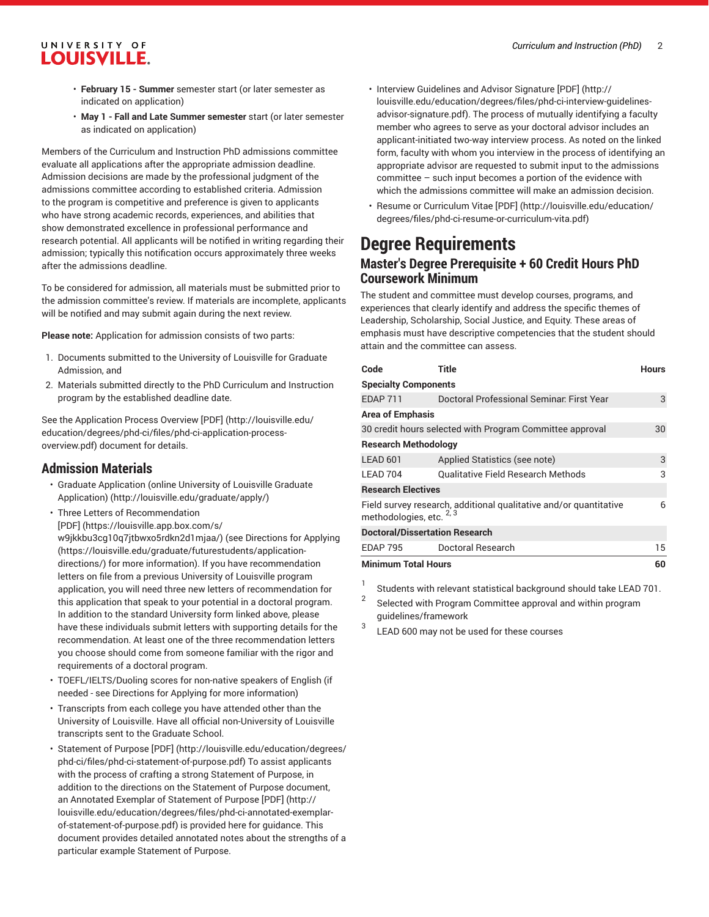- **February 15 - Summer** semester start (or later semester as indicated on application)
- **May 1 - Fall and Late Summer semester** start (or later semester as indicated on application)

Members of the Curriculum and Instruction PhD admissions committee evaluate all applications after the appropriate admission deadline. Admission decisions are made by the professional judgment of the admissions committee according to established criteria. Admission to the program is competitive and preference is given to applicants who have strong academic records, experiences, and abilities that show demonstrated excellence in professional performance and research potential. All applicants will be notified in writing regarding their admission; typically this notification occurs approximately three weeks after the admissions deadline.

To be considered for admission, all materials must be submitted prior to the admission committee's review. If materials are incomplete, applicants will be notified and may submit again during the next review.

**Please note:** Application for admission consists of two parts:

1. Documents submitted to the University of Louisville for Graduate Admission, and
2. Materials submitted directly to the PhD Curriculum and Instruction program by the established deadline date.

See the Application Process Overview [PDF] (http://louisville.edu/education/degrees/phd-ci/files/phd-ci-application-process-overview.pdf) document for details.

## Admission Materials

- Graduate Application (online University of Louisville Graduate Application) (http://louisville.edu/graduate/apply/)
- Three Letters of Recommendation [PDF] (https://louisville.app.box.com/s/w9jkkbu3cg10q7jtbwxo5rdkn2d1mjaa/) (see Directions for Applying (https://louisville.edu/graduate/futurestudents/application-directions/) for more information). If you have recommendation letters on file from a previous University of Louisville program application, you will need three new letters of recommendation for this application that speak to your potential in a doctoral program. In addition to the standard University form linked above, please have these individuals submit letters with supporting details for the recommendation. At least one of the three recommendation letters you choose should come from someone familiar with the rigor and requirements of a doctoral program.
- TOEFL/IELTS/Duoling scores for non-native speakers of English (if needed - see Directions for Applying for more information)
- Transcripts from each college you have attended other than the University of Louisville. Have all official non-University of Louisville transcripts sent to the Graduate School.
- Statement of Purpose [PDF] (http://louisville.edu/education/degrees/phd-ci/files/phd-ci-statement-of-purpose.pdf) To assist applicants with the process of crafting a strong Statement of Purpose, in addition to the directions on the Statement of Purpose document, an Annotated Exemplar of Statement of Purpose [PDF] (http://louisville.edu/education/degrees/files/phd-ci-annotated-exemplar-of-statement-of-purpose.pdf) is provided here for guidance. This document provides detailed annotated notes about the strengths of a particular example Statement of Purpose.
- Interview Guidelines and Advisor Signature [PDF] (http://louisville.edu/education/degrees/files/phd-ci-interview-guidelines-advisor-signature.pdf). The process of mutually identifying a faculty member who agrees to serve as your doctoral advisor includes an applicant-initiated two-way interview process. As noted on the linked form, faculty with whom you interview in the process of identifying an appropriate advisor are requested to submit input to the admissions committee – such input becomes a portion of the evidence with which the admissions committee will make an admission decision.
- Resume or Curriculum Vitae [PDF] (http://louisville.edu/education/degrees/files/phd-ci-resume-or-curriculum-vita.pdf)

# Degree Requirements

## Master's Degree Prerequisite + 60 Credit Hours PhD Coursework Minimum

The student and committee must develop courses, programs, and experiences that clearly identify and address the specific themes of Leadership, Scholarship, Social Justice, and Equity. These areas of emphasis must have descriptive competencies that the student should attain and the committee can assess.

| Code | Title | Hours |
|---|---|---|
| **Specialty Components** | | |
| EDAP 711 | Doctoral Professional Seminar: First Year | 3 |
| **Area of Emphasis** | | |
| 30 credit hours selected with Program Committee approval | | 30 |
| **Research Methodology** | | |
| LEAD 601 | Applied Statistics (see note) | 3 |
| LEAD 704 | Qualitative Field Research Methods | 3 |
| **Research Electives** | | |
| Field survey research, additional qualitative and/or quantitative methodologies, etc. [2, 3] | | 6 |
| **Doctoral/Dissertation Research** | | |
| EDAP 795 | Doctoral Research | 15 |
| **Minimum Total Hours** | | **60** |

1. Students with relevant statistical background should take LEAD 701.
2. Selected with Program Committee approval and within program guidelines/framework
3. LEAD 600 may not be used for these courses